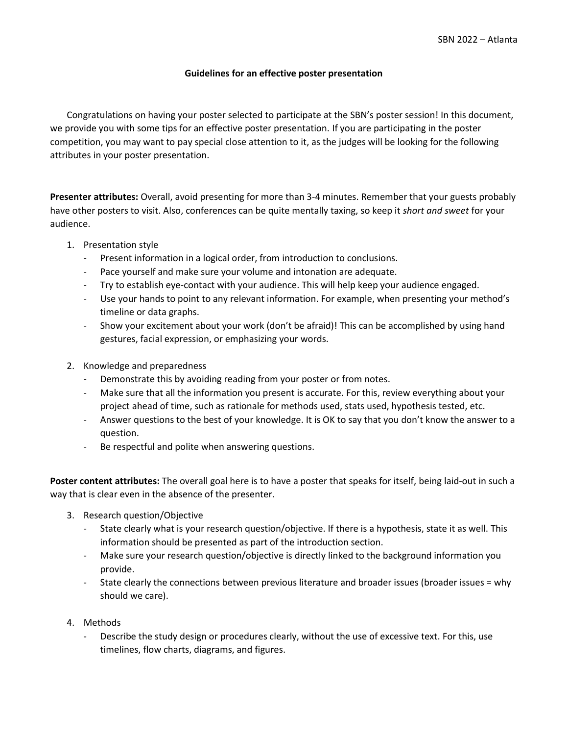## Guidelines for an effective poster presentation

Congratulations on having your poster selected to participate at the SBN's poster session! In this document, we provide you with some tips for an effective poster presentation. If you are participating in the poster competition, you may want to pay special close attention to it, as the judges will be looking for the following attributes in your poster presentation.

**Presenter attributes:** Overall, avoid presenting for more than 3-4 minutes. Remember that your guests probably have other posters to visit. Also, conferences can be quite mentally taxing, so keep it *short and sweet* for your audience.

1. Presentation style
   - Present information in a logical order, from introduction to conclusions.
   - Pace yourself and make sure your volume and intonation are adequate.
   - Try to establish eye-contact with your audience. This will help keep your audience engaged.
   - Use your hands to point to any relevant information. For example, when presenting your method's timeline or data graphs.
   - Show your excitement about your work (don't be afraid)! This can be accomplished by using hand gestures, facial expression, or emphasizing your words.

2. Knowledge and preparedness
   - Demonstrate this by avoiding reading from your poster or from notes.
   - Make sure that all the information you present is accurate. For this, review everything about your project ahead of time, such as rationale for methods used, stats used, hypothesis tested, etc.
   - Answer questions to the best of your knowledge. It is OK to say that you don't know the answer to a question.
   - Be respectful and polite when answering questions.

**Poster content attributes:** The overall goal here is to have a poster that speaks for itself, being laid-out in such a way that is clear even in the absence of the presenter.

3. Research question/Objective
   - State clearly what is your research question/objective. If there is a hypothesis, state it as well. This information should be presented as part of the introduction section.
   - Make sure your research question/objective is directly linked to the background information you provide.
   - State clearly the connections between previous literature and broader issues (broader issues = why should we care).

4. Methods
   - Describe the study design or procedures clearly, without the use of excessive text. For this, use timelines, flow charts, diagrams, and figures.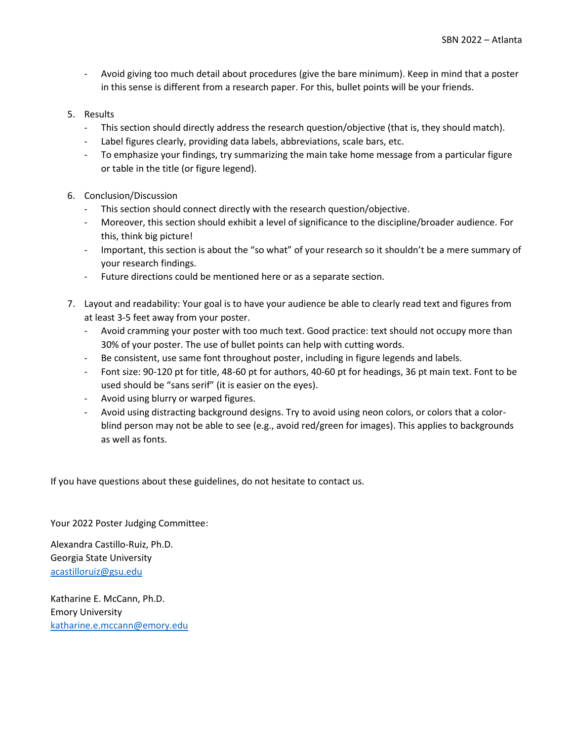- Avoid giving too much detail about procedures (give the bare minimum). Keep in mind that a poster in this sense is different from a research paper. For this, bullet points will be your friends.

5. Results
   - This section should directly address the research question/objective (that is, they should match).
   - Label figures clearly, providing data labels, abbreviations, scale bars, etc.
   - To emphasize your findings, try summarizing the main take home message from a particular figure or table in the title (or figure legend).

6. Conclusion/Discussion
   - This section should connect directly with the research question/objective.
   - Moreover, this section should exhibit a level of significance to the discipline/broader audience. For this, think big picture!
   - Important, this section is about the "so what" of your research so it shouldn't be a mere summary of your research findings.
   - Future directions could be mentioned here or as a separate section.

7. Layout and readability: Your goal is to have your audience be able to clearly read text and figures from at least 3-5 feet away from your poster.
   - Avoid cramming your poster with too much text. Good practice: text should not occupy more than 30% of your poster. The use of bullet points can help with cutting words.
   - Be consistent, use same font throughout poster, including in figure legends and labels.
   - Font size: 90-120 pt for title, 48-60 pt for authors, 40-60 pt for headings, 36 pt main text. Font to be used should be "sans serif" (it is easier on the eyes).
   - Avoid using blurry or warped figures.
   - Avoid using distracting background designs. Try to avoid using neon colors, or colors that a color-blind person may not be able to see (e.g., avoid red/green for images). This applies to backgrounds as well as fonts.

If you have questions about these guidelines, do not hesitate to contact us.

Your 2022 Poster Judging Committee:

Alexandra Castillo-Ruiz, Ph.D.
Georgia State University
acastilloruiz@gsu.edu

Katharine E. McCann, Ph.D.
Emory University
katharine.e.mccann@emory.edu